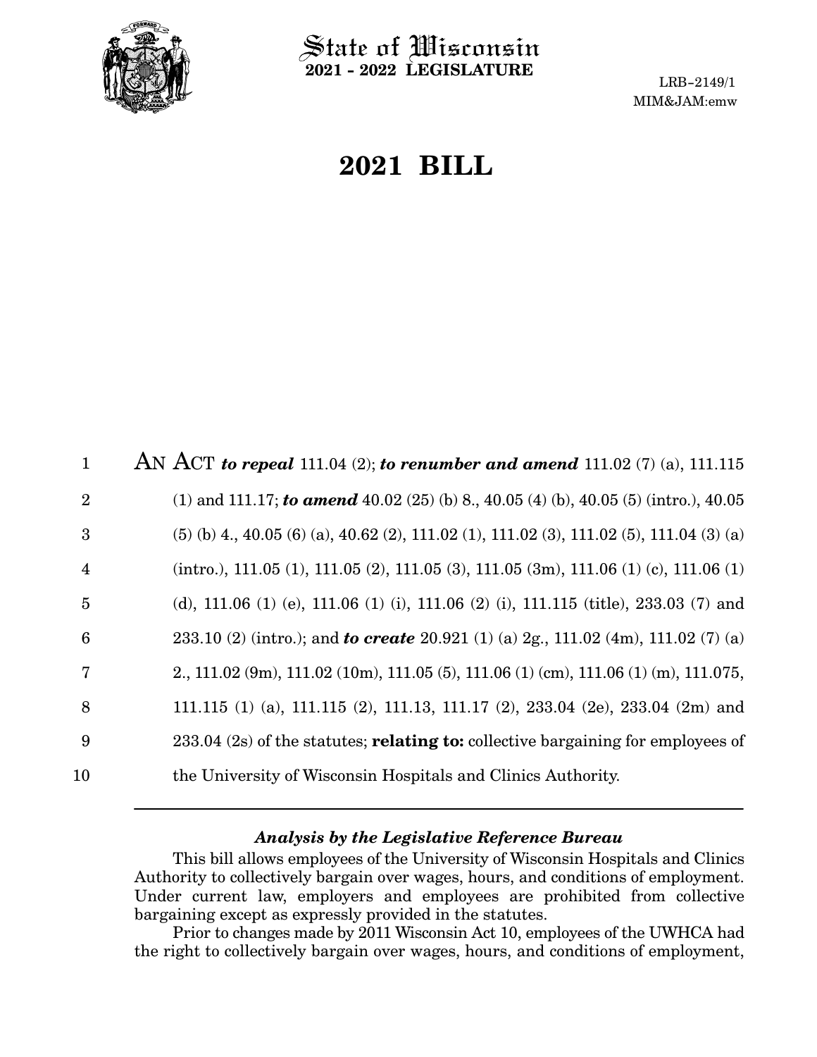State of Wisconsin
**2021 - 2022 LEGISLATURE**

LRB-2149/1
MIM&JAM:emw

# 2021 BILL

AN ACT ***to repeal*** 111.04 (2); ***to renumber and amend*** 111.02 (7) (a), 111.115 (1) and 111.17; ***to amend*** 40.02 (25) (b) 8., 40.05 (4) (b), 40.05 (5) (intro.), 40.05 (5) (b) 4., 40.05 (6) (a), 40.62 (2), 111.02 (1), 111.02 (3), 111.02 (5), 111.04 (3) (a) (intro.), 111.05 (1), 111.05 (2), 111.05 (3), 111.05 (3m), 111.06 (1) (c), 111.06 (1) (d), 111.06 (1) (e), 111.06 (1) (i), 111.06 (2) (i), 111.115 (title), 233.03 (7) and 233.10 (2) (intro.); and ***to create*** 20.921 (1) (a) 2g., 111.02 (4m), 111.02 (7) (a) 2., 111.02 (9m), 111.02 (10m), 111.05 (5), 111.06 (1) (cm), 111.06 (1) (m), 111.075, 111.115 (1) (a), 111.115 (2), 111.13, 111.17 (2), 233.04 (2e), 233.04 (2m) and 233.04 (2s) of the statutes; **relating to:** collective bargaining for employees of the University of Wisconsin Hospitals and Clinics Authority.

---

### *Analysis by the Legislative Reference Bureau*

This bill allows employees of the University of Wisconsin Hospitals and Clinics Authority to collectively bargain over wages, hours, and conditions of employment. Under current law, employers and employees are prohibited from collective bargaining except as expressly provided in the statutes.

Prior to changes made by 2011 Wisconsin Act 10, employees of the UWHCA had the right to collectively bargain over wages, hours, and conditions of employment,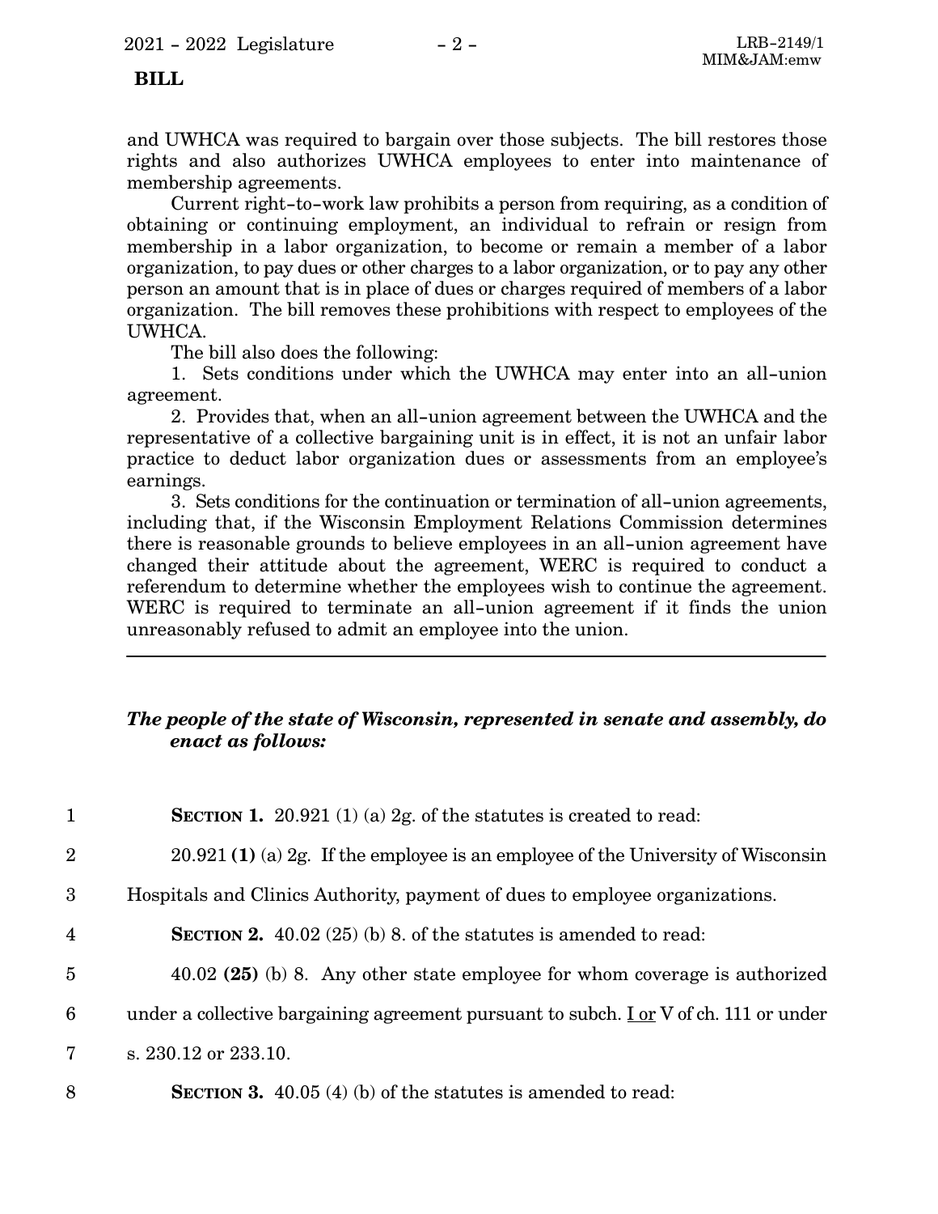**BILL**

and UWHCA was required to bargain over those subjects. The bill restores those rights and also authorizes UWHCA employees to enter into maintenance of membership agreements.

Current right-to-work law prohibits a person from requiring, as a condition of obtaining or continuing employment, an individual to refrain or resign from membership in a labor organization, to become or remain a member of a labor organization, to pay dues or other charges to a labor organization, or to pay any other person an amount that is in place of dues or charges required of members of a labor organization. The bill removes these prohibitions with respect to employees of the UWHCA.

The bill also does the following:

1. Sets conditions under which the UWHCA may enter into an all-union agreement.

2. Provides that, when an all-union agreement between the UWHCA and the representative of a collective bargaining unit is in effect, it is not an unfair labor practice to deduct labor organization dues or assessments from an employee's earnings.

3. Sets conditions for the continuation or termination of all-union agreements, including that, if the Wisconsin Employment Relations Commission determines there is reasonable grounds to believe employees in an all-union agreement have changed their attitude about the agreement, WERC is required to conduct a referendum to determine whether the employees wish to continue the agreement. WERC is required to terminate an all-union agreement if it finds the union unreasonably refused to admit an employee into the union.

---

***The people of the state of Wisconsin, represented in senate and assembly, do enact as follows:***

1 **SECTION 1.** 20.921 (1) (a) 2g. of the statutes is created to read:

2 20.921 **(1)** (a) 2g. If the employee is an employee of the University of Wisconsin

3 Hospitals and Clinics Authority, payment of dues to employee organizations.

4 **SECTION 2.** 40.02 (25) (b) 8. of the statutes is amended to read:

5 40.02 **(25)** (b) 8. Any other state employee for whom coverage is authorized

6 under a collective bargaining agreement pursuant to subch. I or V of ch. 111 or under

7 s. 230.12 or 233.10.

8 **SECTION 3.** 40.05 (4) (b) of the statutes is amended to read: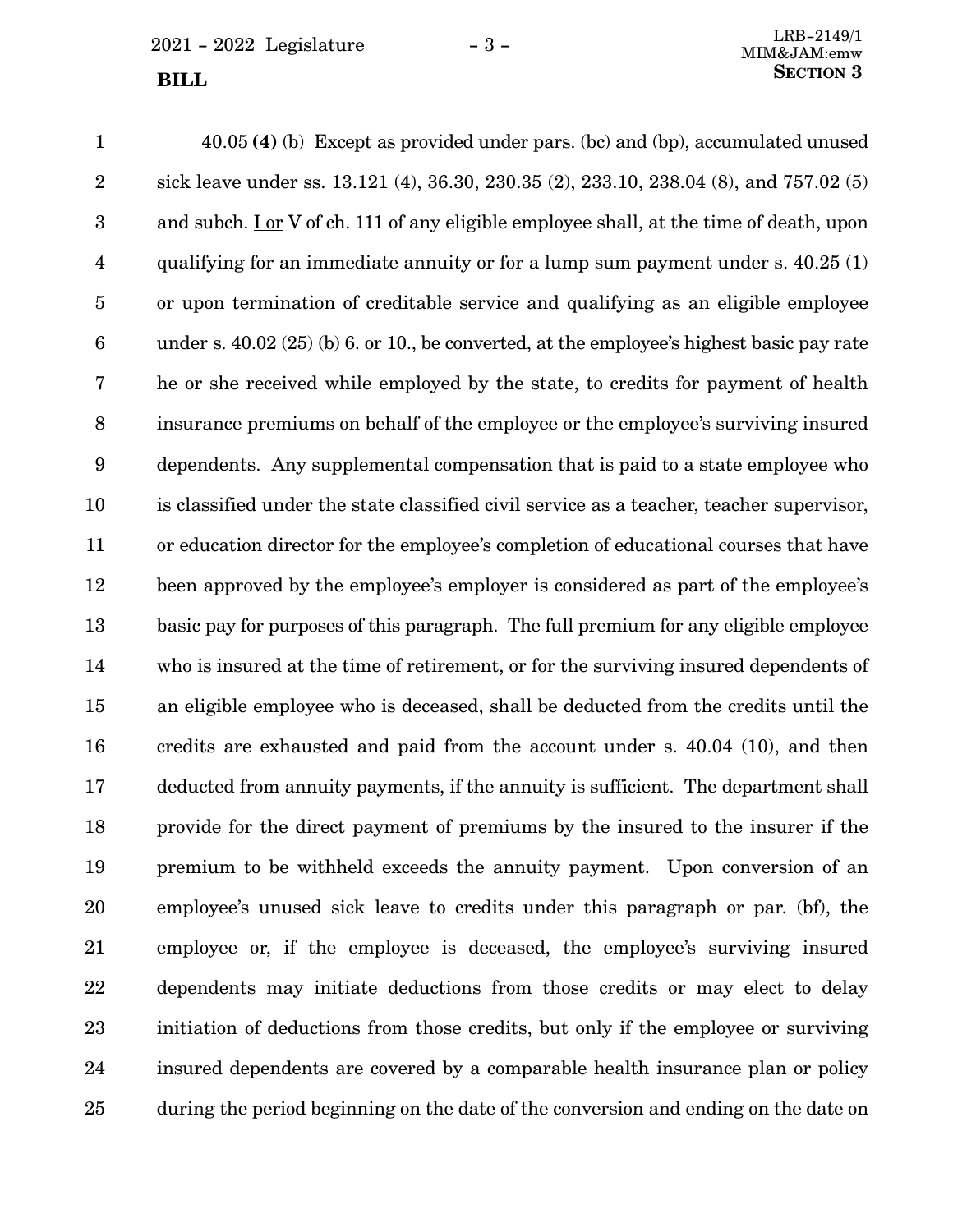40.05 **(4)** (b) Except as provided under pars. (bc) and (bp), accumulated unused sick leave under ss. 13.121 (4), 36.30, 230.35 (2), 233.10, 238.04 (8), and 757.02 (5) and subch. <u>I or</u> V of ch. 111 of any eligible employee shall, at the time of death, upon qualifying for an immediate annuity or for a lump sum payment under s. 40.25 (1) or upon termination of creditable service and qualifying as an eligible employee under s. 40.02 (25) (b) 6. or 10., be converted, at the employee's highest basic pay rate he or she received while employed by the state, to credits for payment of health insurance premiums on behalf of the employee or the employee's surviving insured dependents. Any supplemental compensation that is paid to a state employee who is classified under the state classified civil service as a teacher, teacher supervisor, or education director for the employee's completion of educational courses that have been approved by the employee's employer is considered as part of the employee's basic pay for purposes of this paragraph. The full premium for any eligible employee who is insured at the time of retirement, or for the surviving insured dependents of an eligible employee who is deceased, shall be deducted from the credits until the credits are exhausted and paid from the account under s. 40.04 (10), and then deducted from annuity payments, if the annuity is sufficient. The department shall provide for the direct payment of premiums by the insured to the insurer if the premium to be withheld exceeds the annuity payment. Upon conversion of an employee's unused sick leave to credits under this paragraph or par. (bf), the employee or, if the employee is deceased, the employee's surviving insured dependents may initiate deductions from those credits or may elect to delay initiation of deductions from those credits, but only if the employee or surviving insured dependents are covered by a comparable health insurance plan or policy during the period beginning on the date of the conversion and ending on the date on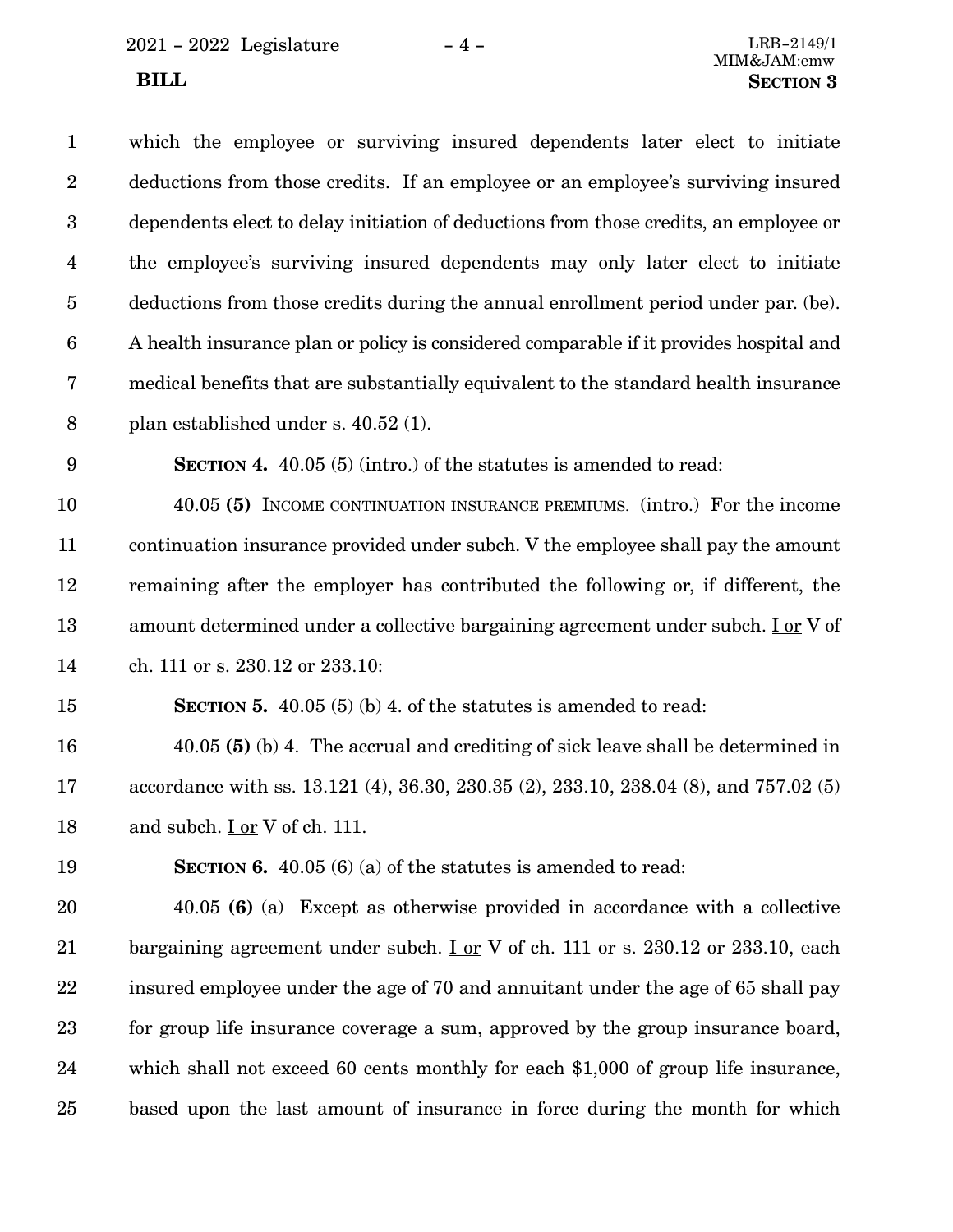which the employee or surviving insured dependents later elect to initiate deductions from those credits. If an employee or an employee's surviving insured dependents elect to delay initiation of deductions from those credits, an employee or the employee's surviving insured dependents may only later elect to initiate deductions from those credits during the annual enrollment period under par. (be). A health insurance plan or policy is considered comparable if it provides hospital and medical benefits that are substantially equivalent to the standard health insurance plan established under s. 40.52 (1).

**SECTION 4.** 40.05 (5) (intro.) of the statutes is amended to read:

40.05 **(5)** INCOME CONTINUATION INSURANCE PREMIUMS. (intro.) For the income continuation insurance provided under subch. V the employee shall pay the amount remaining after the employer has contributed the following or, if different, the amount determined under a collective bargaining agreement under subch. <u>I or</u> V of ch. 111 or s. 230.12 or 233.10:

**SECTION 5.** 40.05 (5) (b) 4. of the statutes is amended to read:

40.05 **(5)** (b) 4. The accrual and crediting of sick leave shall be determined in accordance with ss. 13.121 (4), 36.30, 230.35 (2), 233.10, 238.04 (8), and 757.02 (5) and subch. <u>I or</u> V of ch. 111.

**SECTION 6.** 40.05 (6) (a) of the statutes is amended to read:

40.05 **(6)** (a) Except as otherwise provided in accordance with a collective bargaining agreement under subch. <u>I or</u> V of ch. 111 or s. 230.12 or 233.10, each insured employee under the age of 70 and annuitant under the age of 65 shall pay for group life insurance coverage a sum, approved by the group insurance board, which shall not exceed 60 cents monthly for each $1,000 of group life insurance, based upon the last amount of insurance in force during the month for which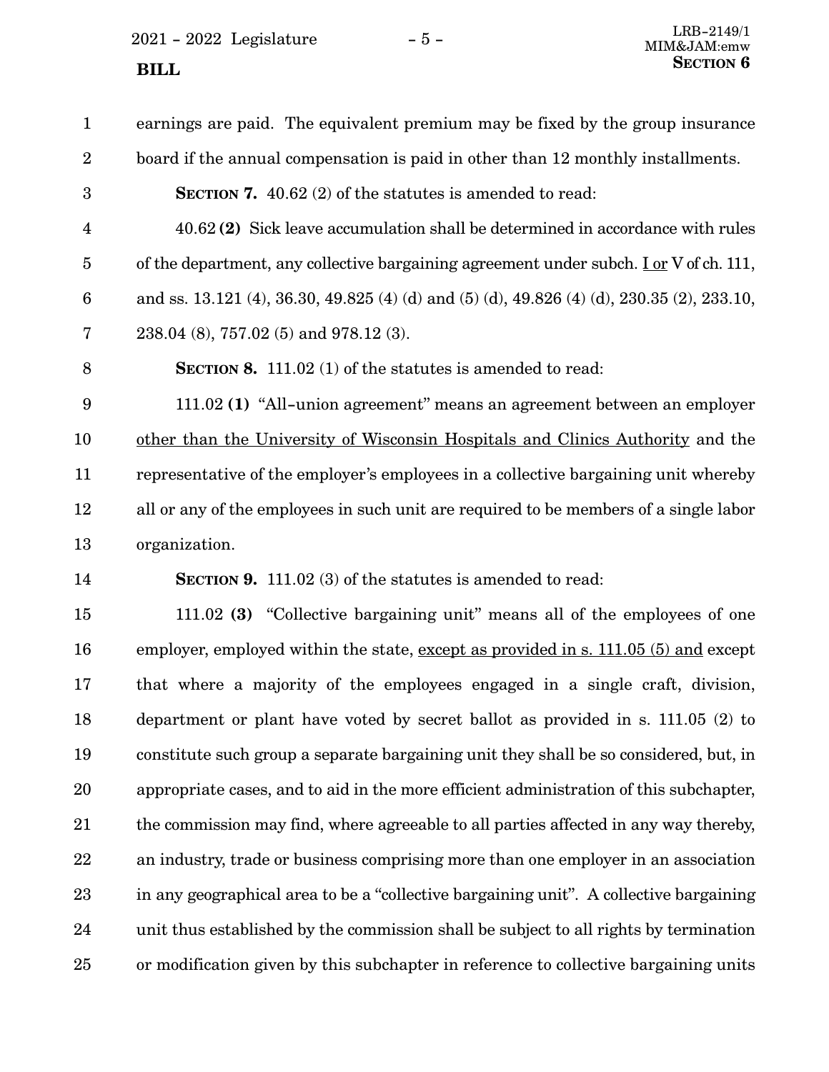earnings are paid. The equivalent premium may be fixed by the group insurance board if the annual compensation is paid in other than 12 monthly installments.

**SECTION 7.** 40.62 (2) of the statutes is amended to read:

40.62 **(2)** Sick leave accumulation shall be determined in accordance with rules of the department, any collective bargaining agreement under subch. <u>I or</u> V of ch. 111, and ss. 13.121 (4), 36.30, 49.825 (4) (d) and (5) (d), 49.826 (4) (d), 230.35 (2), 233.10, 238.04 (8), 757.02 (5) and 978.12 (3).

**SECTION 8.** 111.02 (1) of the statutes is amended to read:

111.02 **(1)** "All-union agreement" means an agreement between an employer <u>other than the University of Wisconsin Hospitals and Clinics Authority</u> and the representative of the employer's employees in a collective bargaining unit whereby all or any of the employees in such unit are required to be members of a single labor organization.

**SECTION 9.** 111.02 (3) of the statutes is amended to read:

111.02 **(3)** "Collective bargaining unit" means all of the employees of one employer, employed within the state, <u>except as provided in s. 111.05 (5) and</u> except that where a majority of the employees engaged in a single craft, division, department or plant have voted by secret ballot as provided in s. 111.05 (2) to constitute such group a separate bargaining unit they shall be so considered, but, in appropriate cases, and to aid in the more efficient administration of this subchapter, the commission may find, where agreeable to all parties affected in any way thereby, an industry, trade or business comprising more than one employer in an association in any geographical area to be a "collective bargaining unit". A collective bargaining unit thus established by the commission shall be subject to all rights by termination or modification given by this subchapter in reference to collective bargaining units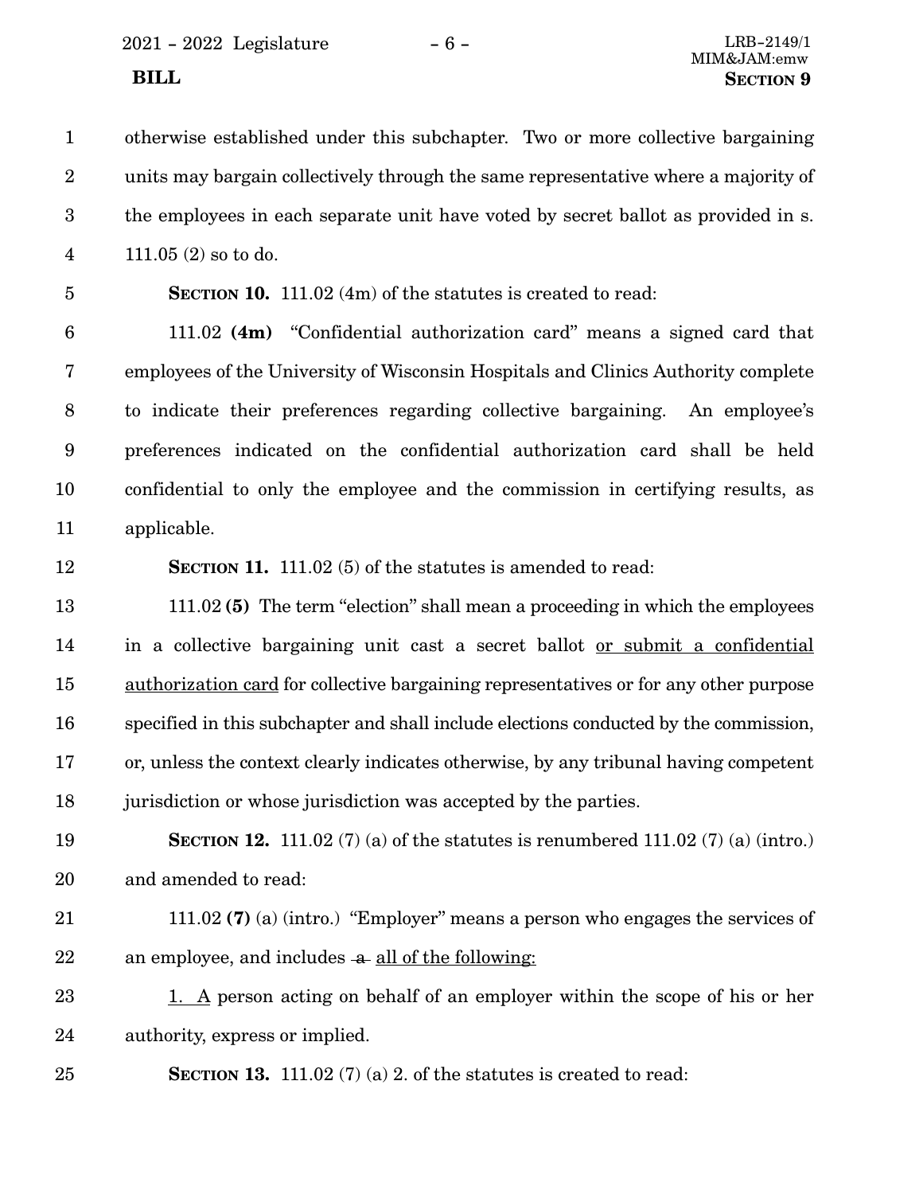otherwise established under this subchapter. Two or more collective bargaining units may bargain collectively through the same representative where a majority of the employees in each separate unit have voted by secret ballot as provided in s. 111.05 (2) so to do.

**SECTION 10.** 111.02 (4m) of the statutes is created to read:

111.02 **(4m)** "Confidential authorization card" means a signed card that employees of the University of Wisconsin Hospitals and Clinics Authority complete to indicate their preferences regarding collective bargaining. An employee's preferences indicated on the confidential authorization card shall be held confidential to only the employee and the commission in certifying results, as applicable.

**SECTION 11.** 111.02 (5) of the statutes is amended to read:

111.02 **(5)** The term "election" shall mean a proceeding in which the employees in a collective bargaining unit cast a secret ballot <u>or submit a confidential authorization card</u> for collective bargaining representatives or for any other purpose specified in this subchapter and shall include elections conducted by the commission, or, unless the context clearly indicates otherwise, by any tribunal having competent jurisdiction or whose jurisdiction was accepted by the parties.

**SECTION 12.** 111.02 (7) (a) of the statutes is renumbered 111.02 (7) (a) (intro.) and amended to read:

111.02 **(7)** (a) (intro.) "Employer" means a person who engages the services of an employee, and includes ~~a~~ <u>all of the following:</u>

<u>1. A</u> person acting on behalf of an employer within the scope of his or her authority, express or implied.

**SECTION 13.** 111.02 (7) (a) 2. of the statutes is created to read: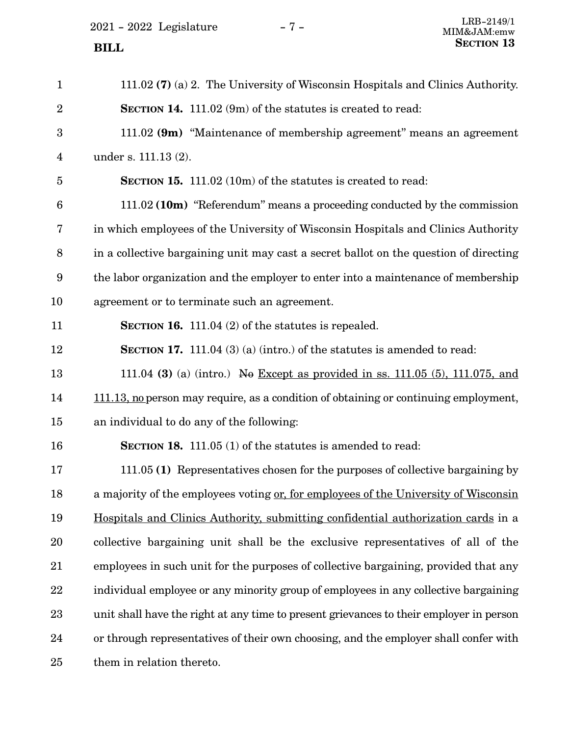111.02 **(7)** (a) 2. The University of Wisconsin Hospitals and Clinics Authority.

**SECTION 14.** 111.02 (9m) of the statutes is created to read:

111.02 **(9m)** "Maintenance of membership agreement" means an agreement under s. 111.13 (2).

**SECTION 15.** 111.02 (10m) of the statutes is created to read:

111.02 **(10m)** "Referendum" means a proceeding conducted by the commission in which employees of the University of Wisconsin Hospitals and Clinics Authority in a collective bargaining unit may cast a secret ballot on the question of directing the labor organization and the employer to enter into a maintenance of membership agreement or to terminate such an agreement.

**SECTION 16.** 111.04 (2) of the statutes is repealed.

**SECTION 17.** 111.04 (3) (a) (intro.) of the statutes is amended to read:

111.04 **(3)** (a) (intro.) ~~No~~ Except as provided in ss. 111.05 (5), 111.075, and 111.13, no person may require, as a condition of obtaining or continuing employment, an individual to do any of the following:

**SECTION 18.** 111.05 (1) of the statutes is amended to read:

111.05 **(1)** Representatives chosen for the purposes of collective bargaining by a majority of the employees voting or, for employees of the University of Wisconsin Hospitals and Clinics Authority, submitting confidential authorization cards in a collective bargaining unit shall be the exclusive representatives of all of the employees in such unit for the purposes of collective bargaining, provided that any individual employee or any minority group of employees in any collective bargaining unit shall have the right at any time to present grievances to their employer in person or through representatives of their own choosing, and the employer shall confer with them in relation thereto.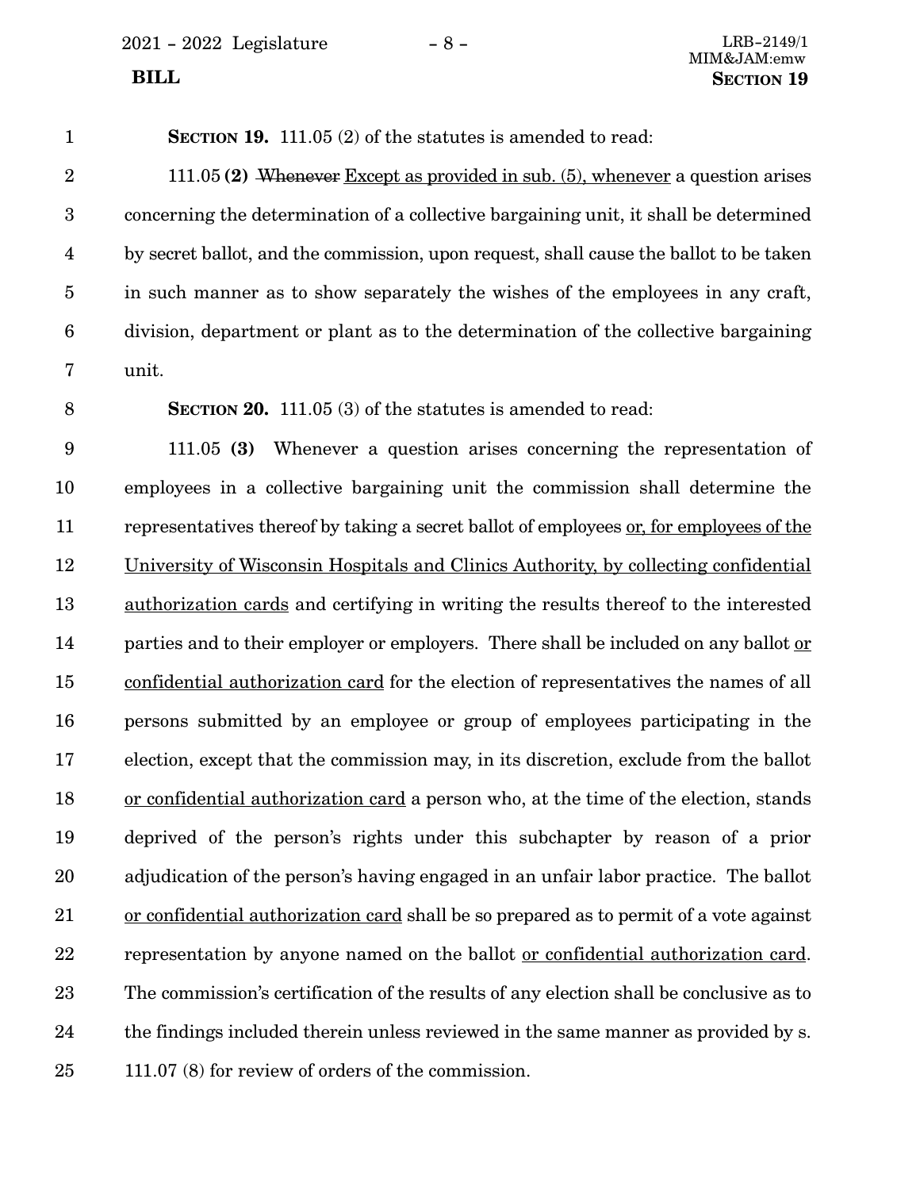**SECTION 19.** 111.05 (2) of the statutes is amended to read:

111.05 **(2)** ~~Whenever~~ Except as provided in sub. (5), whenever a question arises concerning the determination of a collective bargaining unit, it shall be determined by secret ballot, and the commission, upon request, shall cause the ballot to be taken in such manner as to show separately the wishes of the employees in any craft, division, department or plant as to the determination of the collective bargaining unit.

**SECTION 20.** 111.05 (3) of the statutes is amended to read:

111.05 **(3)** Whenever a question arises concerning the representation of employees in a collective bargaining unit the commission shall determine the representatives thereof by taking a secret ballot of employees or, for employees of the University of Wisconsin Hospitals and Clinics Authority, by collecting confidential authorization cards and certifying in writing the results thereof to the interested parties and to their employer or employers. There shall be included on any ballot or confidential authorization card for the election of representatives the names of all persons submitted by an employee or group of employees participating in the election, except that the commission may, in its discretion, exclude from the ballot or confidential authorization card a person who, at the time of the election, stands deprived of the person's rights under this subchapter by reason of a prior adjudication of the person's having engaged in an unfair labor practice. The ballot or confidential authorization card shall be so prepared as to permit of a vote against representation by anyone named on the ballot or confidential authorization card. The commission's certification of the results of any election shall be conclusive as to the findings included therein unless reviewed in the same manner as provided by s. 111.07 (8) for review of orders of the commission.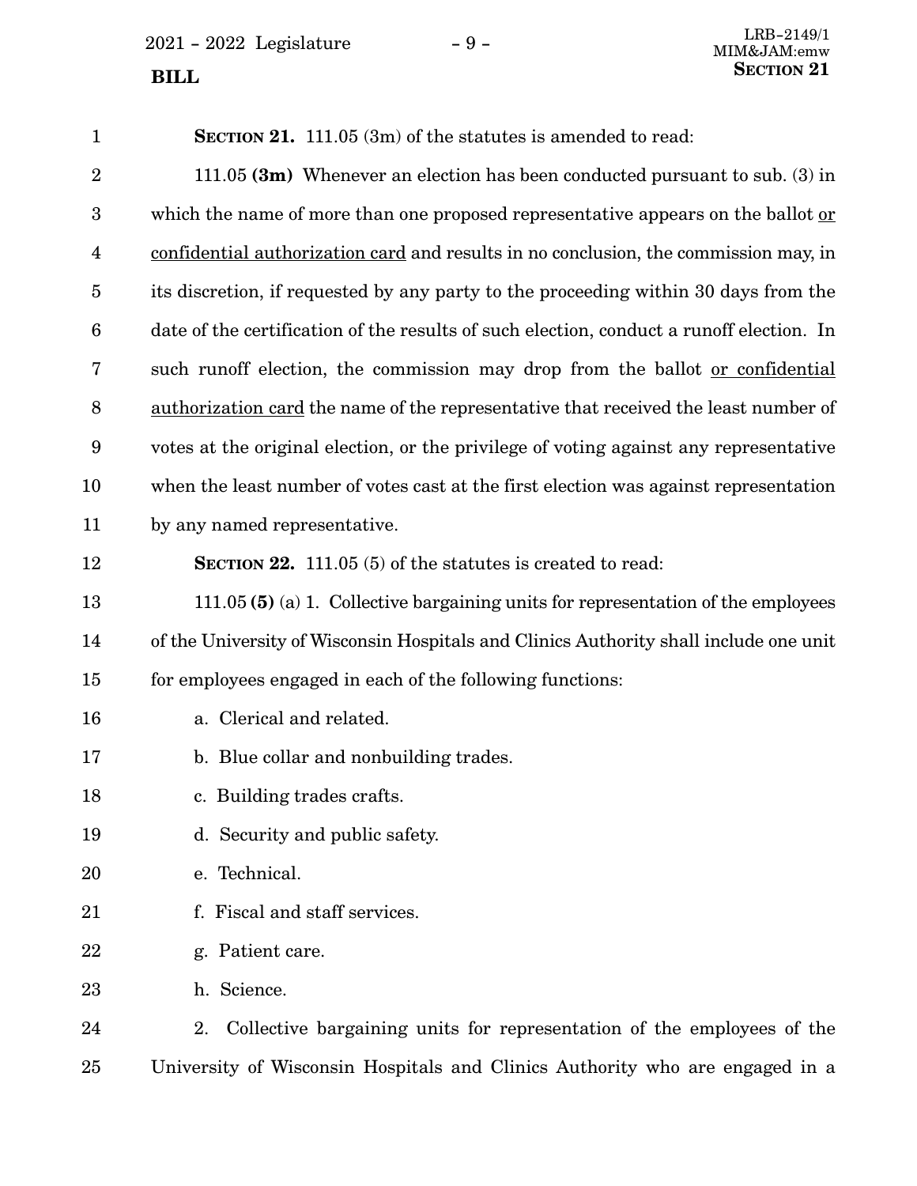**SECTION 21.** 111.05 (3m) of the statutes is amended to read:

111.05 **(3m)** Whenever an election has been conducted pursuant to sub. (3) in which the name of more than one proposed representative appears on the ballot or confidential authorization card and results in no conclusion, the commission may, in its discretion, if requested by any party to the proceeding within 30 days from the date of the certification of the results of such election, conduct a runoff election. In such runoff election, the commission may drop from the ballot or confidential authorization card the name of the representative that received the least number of votes at the original election, or the privilege of voting against any representative when the least number of votes cast at the first election was against representation by any named representative.

**SECTION 22.** 111.05 (5) of the statutes is created to read:

111.05 **(5)** (a) 1. Collective bargaining units for representation of the employees of the University of Wisconsin Hospitals and Clinics Authority shall include one unit for employees engaged in each of the following functions:

a. Clerical and related.

b. Blue collar and nonbuilding trades.

c. Building trades crafts.

d. Security and public safety.

e. Technical.

f. Fiscal and staff services.

g. Patient care.

h. Science.

2. Collective bargaining units for representation of the employees of the University of Wisconsin Hospitals and Clinics Authority who are engaged in a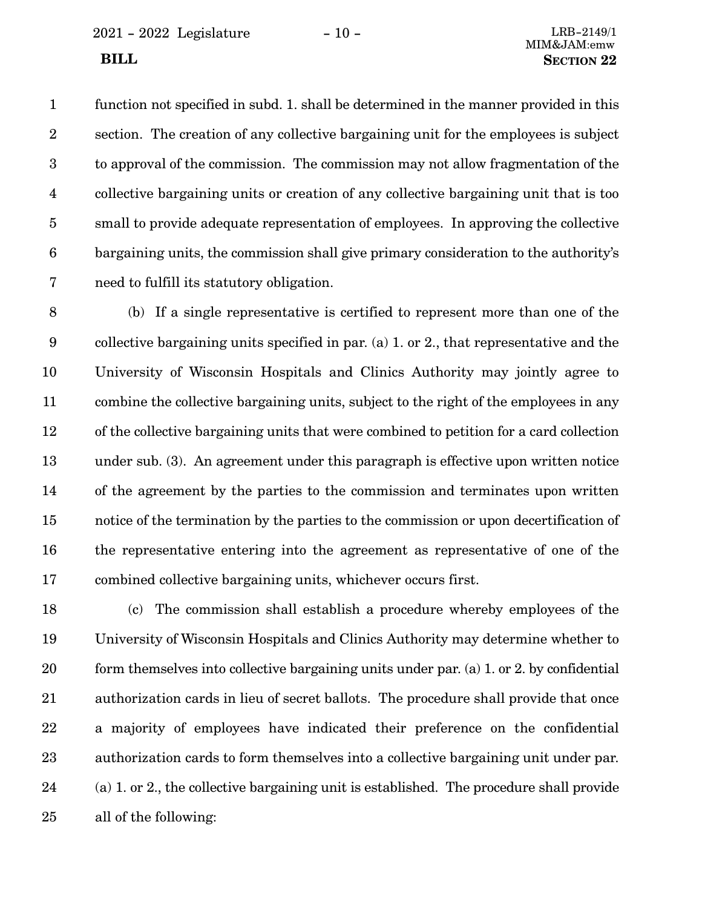function not specified in subd. 1. shall be determined in the manner provided in this section. The creation of any collective bargaining unit for the employees is subject to approval of the commission. The commission may not allow fragmentation of the collective bargaining units or creation of any collective bargaining unit that is too small to provide adequate representation of employees. In approving the collective bargaining units, the commission shall give primary consideration to the authority's need to fulfill its statutory obligation.

(b) If a single representative is certified to represent more than one of the collective bargaining units specified in par. (a) 1. or 2., that representative and the University of Wisconsin Hospitals and Clinics Authority may jointly agree to combine the collective bargaining units, subject to the right of the employees in any of the collective bargaining units that were combined to petition for a card collection under sub. (3). An agreement under this paragraph is effective upon written notice of the agreement by the parties to the commission and terminates upon written notice of the termination by the parties to the commission or upon decertification of the representative entering into the agreement as representative of one of the combined collective bargaining units, whichever occurs first.

(c) The commission shall establish a procedure whereby employees of the University of Wisconsin Hospitals and Clinics Authority may determine whether to form themselves into collective bargaining units under par. (a) 1. or 2. by confidential authorization cards in lieu of secret ballots. The procedure shall provide that once a majority of employees have indicated their preference on the confidential authorization cards to form themselves into a collective bargaining unit under par. (a) 1. or 2., the collective bargaining unit is established. The procedure shall provide all of the following: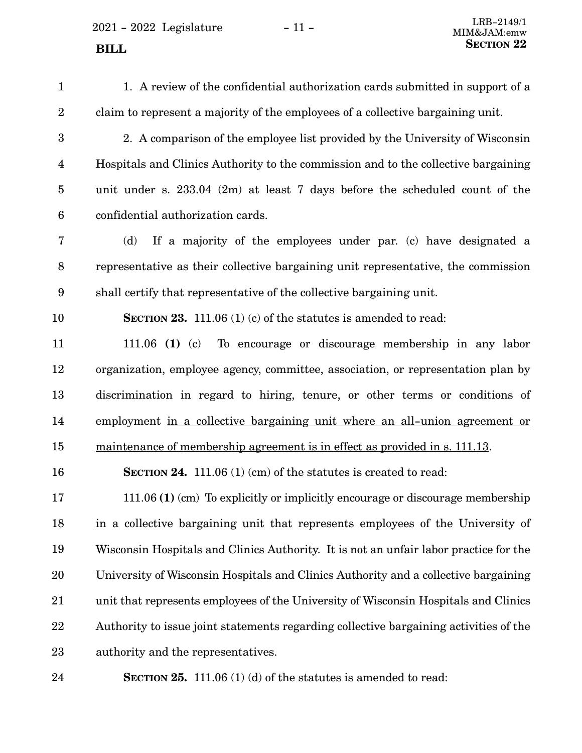1. A review of the confidential authorization cards submitted in support of a claim to represent a majority of the employees of a collective bargaining unit.

2. A comparison of the employee list provided by the University of Wisconsin Hospitals and Clinics Authority to the commission and to the collective bargaining unit under s. 233.04 (2m) at least 7 days before the scheduled count of the confidential authorization cards.

(d) If a majority of the employees under par. (c) have designated a representative as their collective bargaining unit representative, the commission shall certify that representative of the collective bargaining unit.

**SECTION 23.** 111.06 (1) (c) of the statutes is amended to read:

111.06 **(1)** (c) To encourage or discourage membership in any labor organization, employee agency, committee, association, or representation plan by discrimination in regard to hiring, tenure, or other terms or conditions of employment <u>in a collective bargaining unit where an all-union agreement or maintenance of membership agreement is in effect as provided in s. 111.13</u>.

**SECTION 24.** 111.06 (1) (cm) of the statutes is created to read:

111.06 **(1)** (cm) To explicitly or implicitly encourage or discourage membership in a collective bargaining unit that represents employees of the University of Wisconsin Hospitals and Clinics Authority. It is not an unfair labor practice for the University of Wisconsin Hospitals and Clinics Authority and a collective bargaining unit that represents employees of the University of Wisconsin Hospitals and Clinics Authority to issue joint statements regarding collective bargaining activities of the authority and the representatives.

**SECTION 25.** 111.06 (1) (d) of the statutes is amended to read: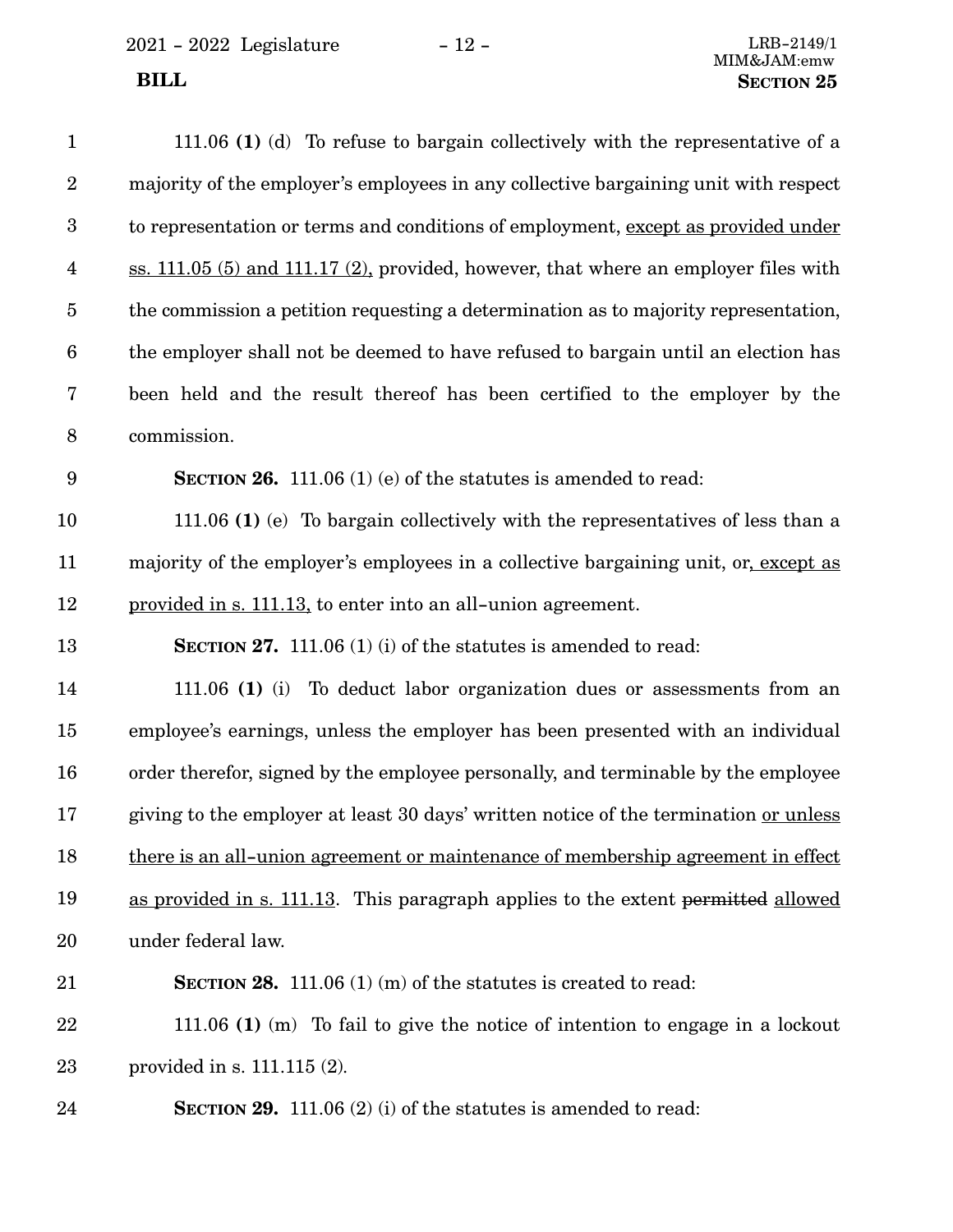111.06 **(1)** (d) To refuse to bargain collectively with the representative of a majority of the employer's employees in any collective bargaining unit with respect to representation or terms and conditions of employment, <u>except as provided under ss. 111.05 (5) and 111.17 (2),</u> provided, however, that where an employer files with the commission a petition requesting a determination as to majority representation, the employer shall not be deemed to have refused to bargain until an election has been held and the result thereof has been certified to the employer by the commission.

**SECTION 26.** 111.06 (1) (e) of the statutes is amended to read:

111.06 **(1)** (e) To bargain collectively with the representatives of less than a majority of the employer's employees in a collective bargaining unit, or<u>, except as provided in s. 111.13,</u> to enter into an all-union agreement.

**SECTION 27.** 111.06 (1) (i) of the statutes is amended to read:

111.06 **(1)** (i) To deduct labor organization dues or assessments from an employee's earnings, unless the employer has been presented with an individual order therefor, signed by the employee personally, and terminable by the employee giving to the employer at least 30 days' written notice of the termination <u>or unless there is an all-union agreement or maintenance of membership agreement in effect as provided in s. 111.13</u>. This paragraph applies to the extent ~~permitted~~ <u>allowed</u> under federal law.

**SECTION 28.** 111.06 (1) (m) of the statutes is created to read:

111.06 **(1)** (m) To fail to give the notice of intention to engage in a lockout provided in s. 111.115 (2).

**SECTION 29.** 111.06 (2) (i) of the statutes is amended to read: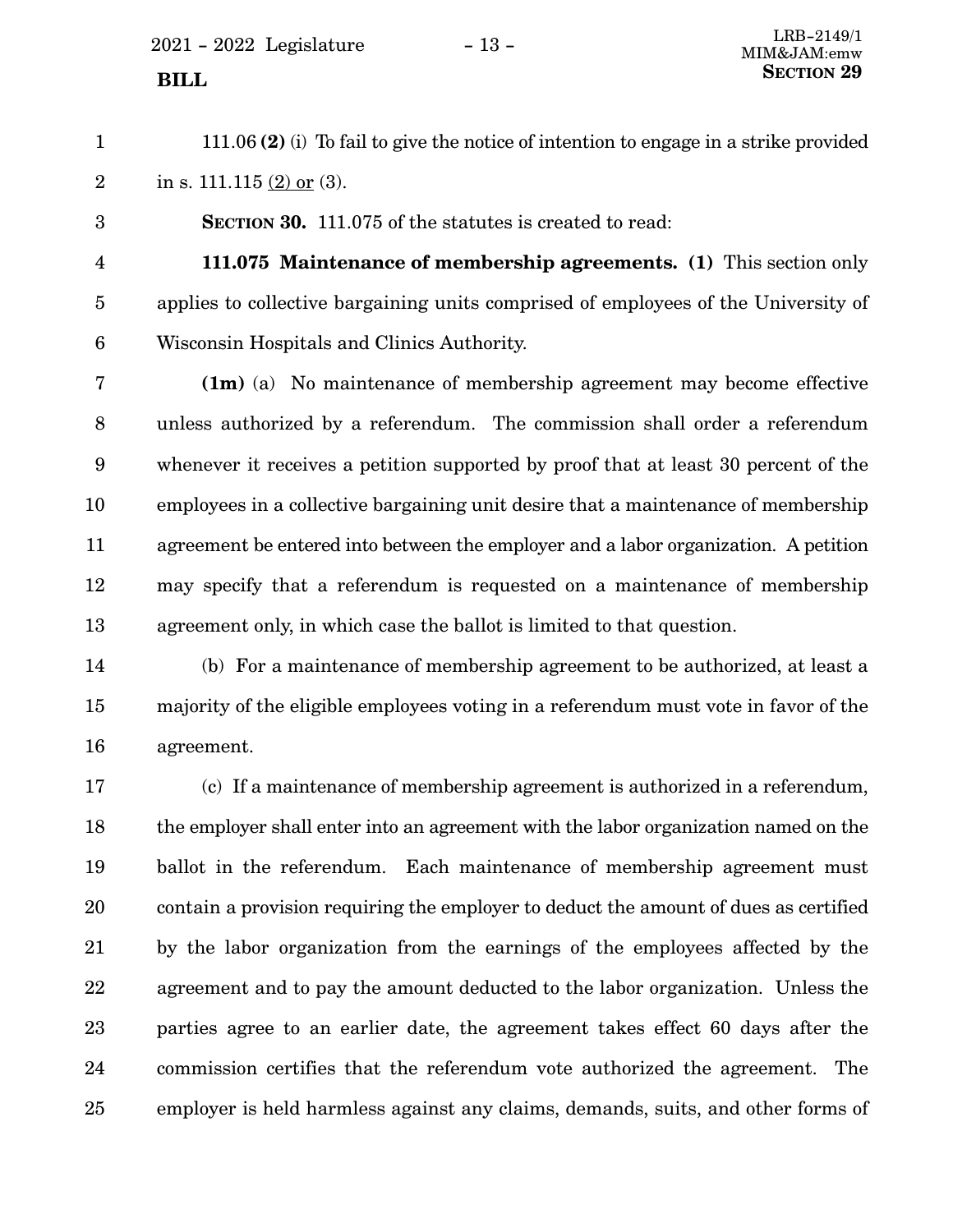111.06 **(2)** (i) To fail to give the notice of intention to engage in a strike provided in s. 111.115 (2) or (3).

**SECTION 30.** 111.075 of the statutes is created to read:

**111.075 Maintenance of membership agreements. (1)** This section only applies to collective bargaining units comprised of employees of the University of Wisconsin Hospitals and Clinics Authority.

**(1m)** (a) No maintenance of membership agreement may become effective unless authorized by a referendum. The commission shall order a referendum whenever it receives a petition supported by proof that at least 30 percent of the employees in a collective bargaining unit desire that a maintenance of membership agreement be entered into between the employer and a labor organization. A petition may specify that a referendum is requested on a maintenance of membership agreement only, in which case the ballot is limited to that question.

(b) For a maintenance of membership agreement to be authorized, at least a majority of the eligible employees voting in a referendum must vote in favor of the agreement.

(c) If a maintenance of membership agreement is authorized in a referendum, the employer shall enter into an agreement with the labor organization named on the ballot in the referendum. Each maintenance of membership agreement must contain a provision requiring the employer to deduct the amount of dues as certified by the labor organization from the earnings of the employees affected by the agreement and to pay the amount deducted to the labor organization. Unless the parties agree to an earlier date, the agreement takes effect 60 days after the commission certifies that the referendum vote authorized the agreement. The employer is held harmless against any claims, demands, suits, and other forms of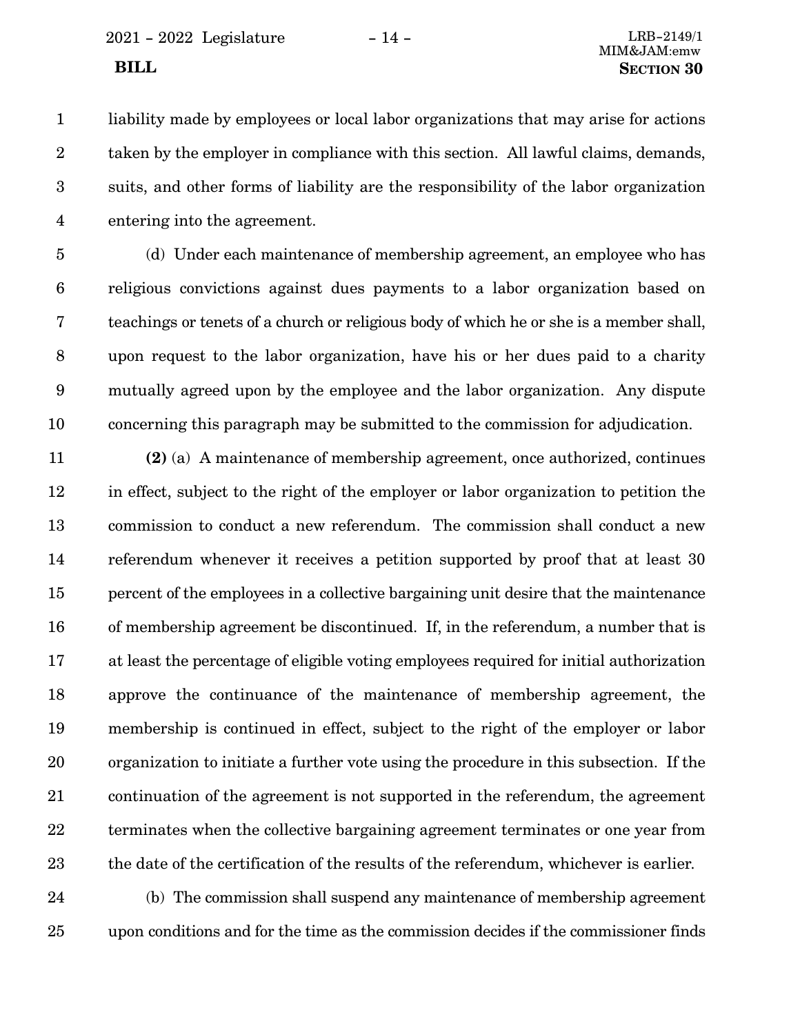liability made by employees or local labor organizations that may arise for actions taken by the employer in compliance with this section. All lawful claims, demands, suits, and other forms of liability are the responsibility of the labor organization entering into the agreement.

(d) Under each maintenance of membership agreement, an employee who has religious convictions against dues payments to a labor organization based on teachings or tenets of a church or religious body of which he or she is a member shall, upon request to the labor organization, have his or her dues paid to a charity mutually agreed upon by the employee and the labor organization. Any dispute concerning this paragraph may be submitted to the commission for adjudication.

**(2)** (a) A maintenance of membership agreement, once authorized, continues in effect, subject to the right of the employer or labor organization to petition the commission to conduct a new referendum. The commission shall conduct a new referendum whenever it receives a petition supported by proof that at least 30 percent of the employees in a collective bargaining unit desire that the maintenance of membership agreement be discontinued. If, in the referendum, a number that is at least the percentage of eligible voting employees required for initial authorization approve the continuance of the maintenance of membership agreement, the membership is continued in effect, subject to the right of the employer or labor organization to initiate a further vote using the procedure in this subsection. If the continuation of the agreement is not supported in the referendum, the agreement terminates when the collective bargaining agreement terminates or one year from the date of the certification of the results of the referendum, whichever is earlier.

(b) The commission shall suspend any maintenance of membership agreement upon conditions and for the time as the commission decides if the commissioner finds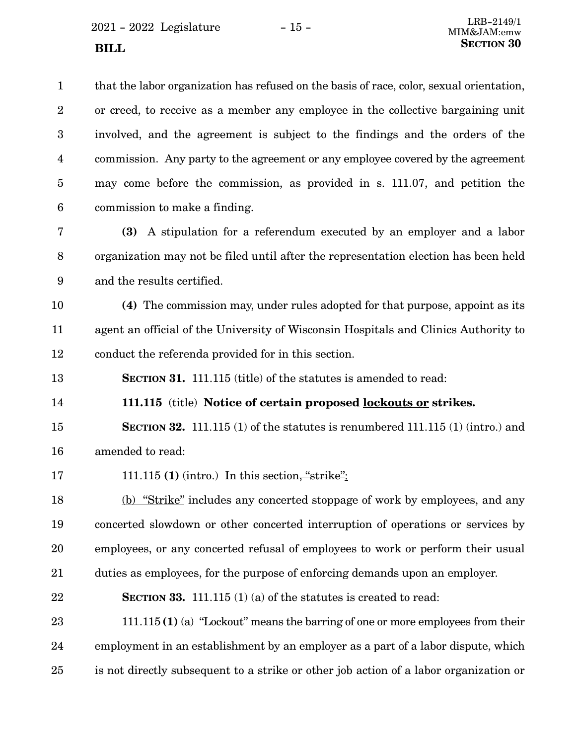that the labor organization has refused on the basis of race, color, sexual orientation, or creed, to receive as a member any employee in the collective bargaining unit involved, and the agreement is subject to the findings and the orders of the commission. Any party to the agreement or any employee covered by the agreement may come before the commission, as provided in s. 111.07, and petition the commission to make a finding.

**(3)** A stipulation for a referendum executed by an employer and a labor organization may not be filed until after the representation election has been held and the results certified.

**(4)** The commission may, under rules adopted for that purpose, appoint as its agent an official of the University of Wisconsin Hospitals and Clinics Authority to conduct the referenda provided for in this section.

**SECTION 31.** 111.115 (title) of the statutes is amended to read:

**111.115** (title) **Notice of certain proposed <u>lockouts or</u> strikes.**

**SECTION 32.** 111.115 (1) of the statutes is renumbered 111.115 (1) (intro.) and amended to read:

111.115 **(1)** (intro.) In this section~~, "strike"~~<u>:</u>

<u>(b) "Strike"</u> includes any concerted stoppage of work by employees, and any concerted slowdown or other concerted interruption of operations or services by employees, or any concerted refusal of employees to work or perform their usual duties as employees, for the purpose of enforcing demands upon an employer.

**SECTION 33.** 111.115 (1) (a) of the statutes is created to read:

111.115 **(1)** (a) "Lockout" means the barring of one or more employees from their employment in an establishment by an employer as a part of a labor dispute, which is not directly subsequent to a strike or other job action of a labor organization or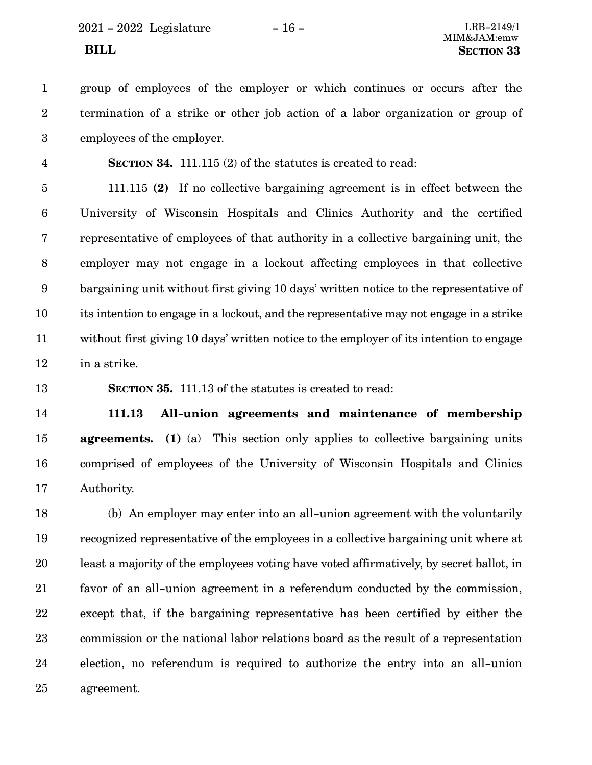group of employees of the employer or which continues or occurs after the termination of a strike or other job action of a labor organization or group of employees of the employer.

**SECTION 34.** 111.115 (2) of the statutes is created to read:

111.115 **(2)** If no collective bargaining agreement is in effect between the University of Wisconsin Hospitals and Clinics Authority and the certified representative of employees of that authority in a collective bargaining unit, the employer may not engage in a lockout affecting employees in that collective bargaining unit without first giving 10 days' written notice to the representative of its intention to engage in a lockout, and the representative may not engage in a strike without first giving 10 days' written notice to the employer of its intention to engage in a strike.

**SECTION 35.** 111.13 of the statutes is created to read:

**111.13 All-union agreements and maintenance of membership agreements.** **(1)** (a) This section only applies to collective bargaining units comprised of employees of the University of Wisconsin Hospitals and Clinics Authority.

(b) An employer may enter into an all-union agreement with the voluntarily recognized representative of the employees in a collective bargaining unit where at least a majority of the employees voting have voted affirmatively, by secret ballot, in favor of an all-union agreement in a referendum conducted by the commission, except that, if the bargaining representative has been certified by either the commission or the national labor relations board as the result of a representation election, no referendum is required to authorize the entry into an all-union agreement.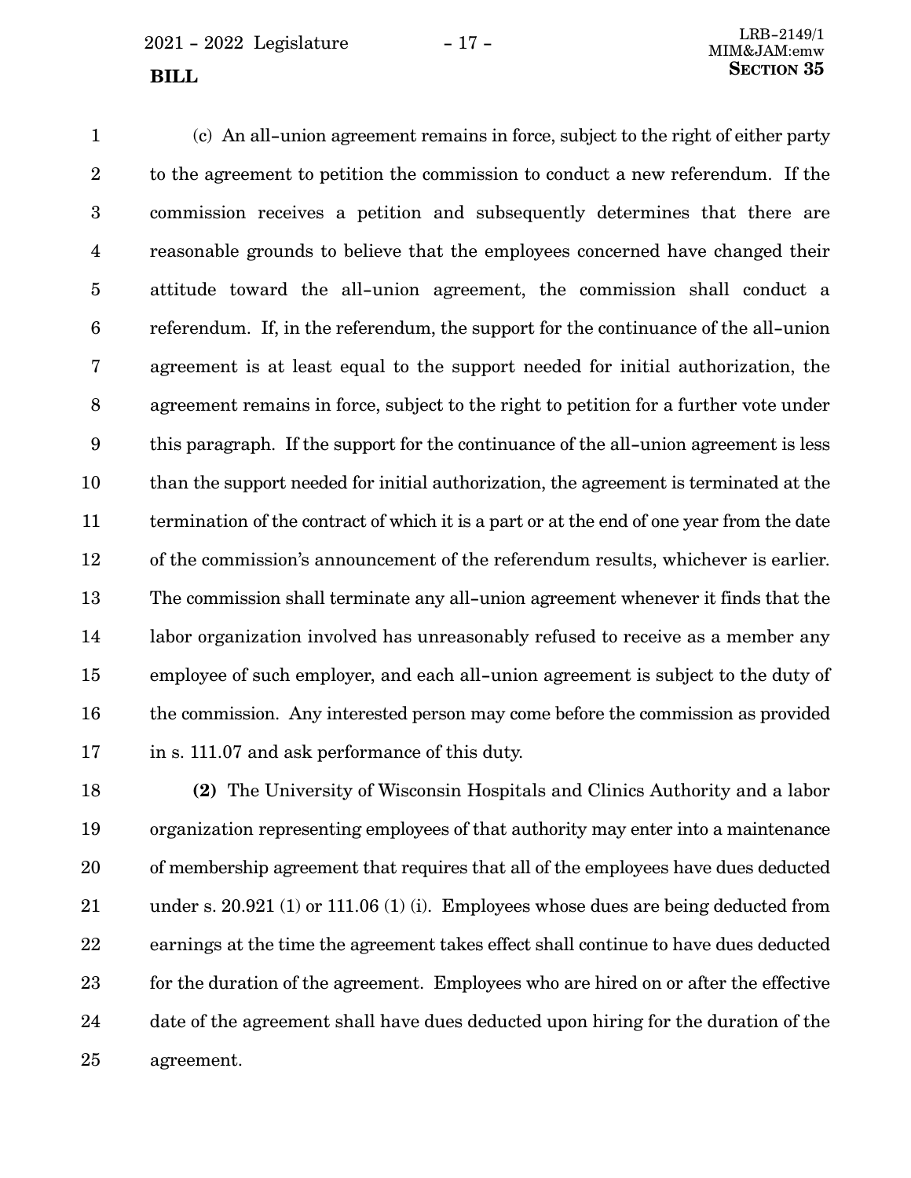(c) An all-union agreement remains in force, subject to the right of either party to the agreement to petition the commission to conduct a new referendum. If the commission receives a petition and subsequently determines that there are reasonable grounds to believe that the employees concerned have changed their attitude toward the all-union agreement, the commission shall conduct a referendum. If, in the referendum, the support for the continuance of the all-union agreement is at least equal to the support needed for initial authorization, the agreement remains in force, subject to the right to petition for a further vote under this paragraph. If the support for the continuance of the all-union agreement is less than the support needed for initial authorization, the agreement is terminated at the termination of the contract of which it is a part or at the end of one year from the date of the commission's announcement of the referendum results, whichever is earlier. The commission shall terminate any all-union agreement whenever it finds that the labor organization involved has unreasonably refused to receive as a member any employee of such employer, and each all-union agreement is subject to the duty of the commission. Any interested person may come before the commission as provided in s. 111.07 and ask performance of this duty.

**(2)** The University of Wisconsin Hospitals and Clinics Authority and a labor organization representing employees of that authority may enter into a maintenance of membership agreement that requires that all of the employees have dues deducted under s. 20.921 (1) or 111.06 (1) (i). Employees whose dues are being deducted from earnings at the time the agreement takes effect shall continue to have dues deducted for the duration of the agreement. Employees who are hired on or after the effective date of the agreement shall have dues deducted upon hiring for the duration of the agreement.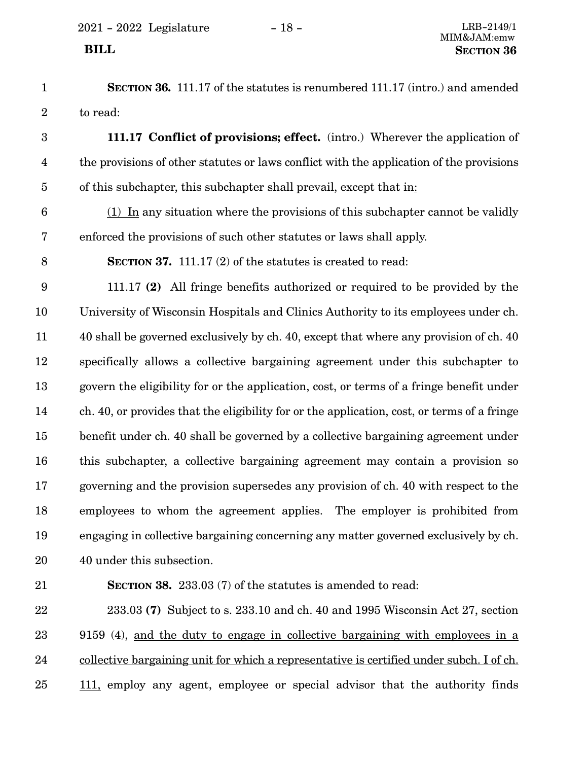**SECTION 36.** 111.17 of the statutes is renumbered 111.17 (intro.) and amended to read:

**111.17 Conflict of provisions; effect.** (intro.) Wherever the application of the provisions of other statutes or laws conflict with the application of the provisions of this subchapter, this subchapter shall prevail, except that ~~in~~:

(1) In any situation where the provisions of this subchapter cannot be validly enforced the provisions of such other statutes or laws shall apply.

**SECTION 37.** 111.17 (2) of the statutes is created to read:

111.17 **(2)** All fringe benefits authorized or required to be provided by the University of Wisconsin Hospitals and Clinics Authority to its employees under ch. 40 shall be governed exclusively by ch. 40, except that where any provision of ch. 40 specifically allows a collective bargaining agreement under this subchapter to govern the eligibility for or the application, cost, or terms of a fringe benefit under ch. 40, or provides that the eligibility for or the application, cost, or terms of a fringe benefit under ch. 40 shall be governed by a collective bargaining agreement under this subchapter, a collective bargaining agreement may contain a provision so governing and the provision supersedes any provision of ch. 40 with respect to the employees to whom the agreement applies. The employer is prohibited from engaging in collective bargaining concerning any matter governed exclusively by ch. 40 under this subsection.

**SECTION 38.** 233.03 (7) of the statutes is amended to read:

233.03 **(7)** Subject to s. 233.10 and ch. 40 and 1995 Wisconsin Act 27, section 9159 (4), and the duty to engage in collective bargaining with employees in a collective bargaining unit for which a representative is certified under subch. I of ch. 111, employ any agent, employee or special advisor that the authority finds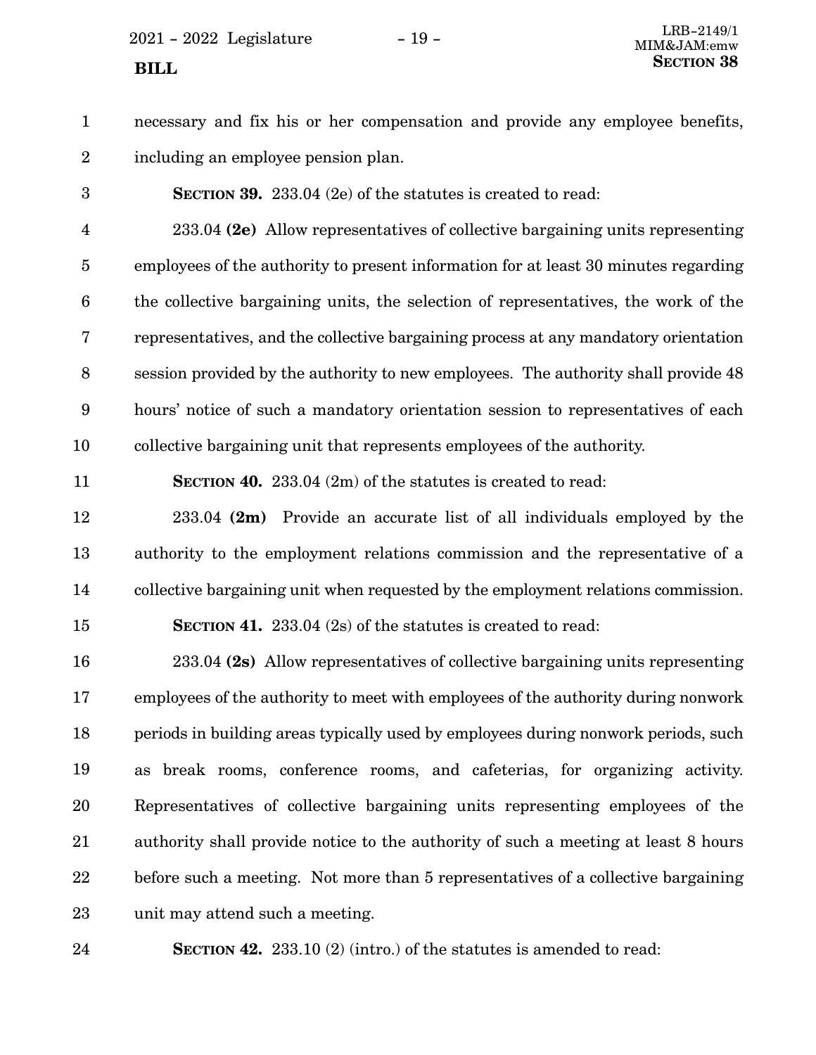necessary and fix his or her compensation and provide any employee benefits, including an employee pension plan.

**SECTION 39.** 233.04 (2e) of the statutes is created to read:

233.04 **(2e)** Allow representatives of collective bargaining units representing employees of the authority to present information for at least 30 minutes regarding the collective bargaining units, the selection of representatives, the work of the representatives, and the collective bargaining process at any mandatory orientation session provided by the authority to new employees. The authority shall provide 48 hours' notice of such a mandatory orientation session to representatives of each collective bargaining unit that represents employees of the authority.

**SECTION 40.** 233.04 (2m) of the statutes is created to read:

233.04 **(2m)** Provide an accurate list of all individuals employed by the authority to the employment relations commission and the representative of a collective bargaining unit when requested by the employment relations commission.

**SECTION 41.** 233.04 (2s) of the statutes is created to read:

233.04 **(2s)** Allow representatives of collective bargaining units representing employees of the authority to meet with employees of the authority during nonwork periods in building areas typically used by employees during nonwork periods, such as break rooms, conference rooms, and cafeterias, for organizing activity. Representatives of collective bargaining units representing employees of the authority shall provide notice to the authority of such a meeting at least 8 hours before such a meeting. Not more than 5 representatives of a collective bargaining unit may attend such a meeting.

**SECTION 42.** 233.10 (2) (intro.) of the statutes is amended to read: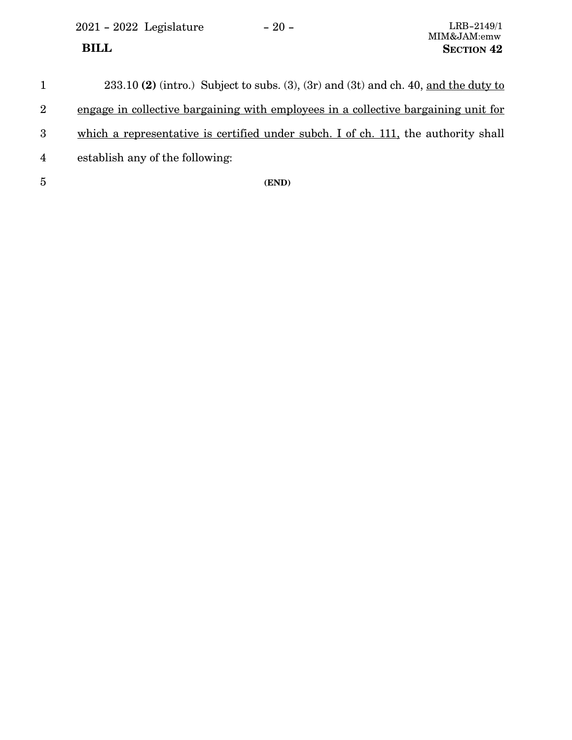233.10 **(2)** (intro.) Subject to subs. (3), (3r) and (3t) and ch. 40, <u>and the duty to engage in collective bargaining with employees in a collective bargaining unit for which a representative is certified under subch. I of ch. 111,</u> the authority shall establish any of the following:

**(END)**